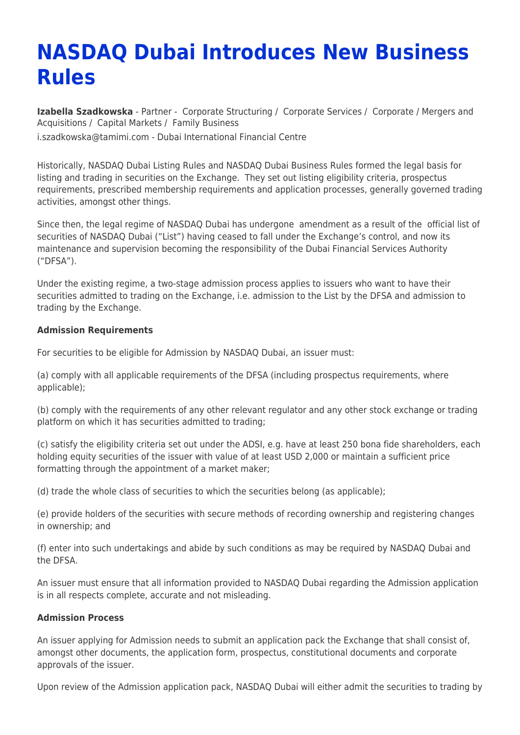# NASDAQ Dubai Introduces New Business Rules

**Izabella Szadkowska** - Partner - Corporate Structuring / Corporate Services / Corporate / Mergers and Acquisitions / Capital Markets / Family Business

i.szadkowska@tamimi.com - Dubai International Financial Centre

Historically, NASDAQ Dubai Listing Rules and NASDAQ Dubai Business Rules formed the legal basis for listing and trading in securities on the Exchange. They set out listing eligibility criteria, prospectus requirements, prescribed membership requirements and application processes, generally governed trading activities, amongst other things.

Since then, the legal regime of NASDAQ Dubai has undergone amendment as a result of the official list of securities of NASDAQ Dubai ("List") having ceased to fall under the Exchange's control, and now its maintenance and supervision becoming the responsibility of the Dubai Financial Services Authority ("DFSA").

Under the existing regime, a two-stage admission process applies to issuers who want to have their securities admitted to trading on the Exchange, i.e. admission to the List by the DFSA and admission to trading by the Exchange.

**Admission Requirements**

For securities to be eligible for Admission by NASDAQ Dubai, an issuer must:

(a) comply with all applicable requirements of the DFSA (including prospectus requirements, where applicable);

(b) comply with the requirements of any other relevant regulator and any other stock exchange or trading platform on which it has securities admitted to trading;

(c) satisfy the eligibility criteria set out under the ADSI, e.g. have at least 250 bona fide shareholders, each holding equity securities of the issuer with value of at least USD 2,000 or maintain a sufficient price formatting through the appointment of a market maker;

(d) trade the whole class of securities to which the securities belong (as applicable);

(e) provide holders of the securities with secure methods of recording ownership and registering changes in ownership; and

(f) enter into such undertakings and abide by such conditions as may be required by NASDAQ Dubai and the DFSA.

An issuer must ensure that all information provided to NASDAQ Dubai regarding the Admission application is in all respects complete, accurate and not misleading.

**Admission Process**

An issuer applying for Admission needs to submit an application pack the Exchange that shall consist of, amongst other documents, the application form, prospectus, constitutional documents and corporate approvals of the issuer.

Upon review of the Admission application pack, NASDAQ Dubai will either admit the securities to trading by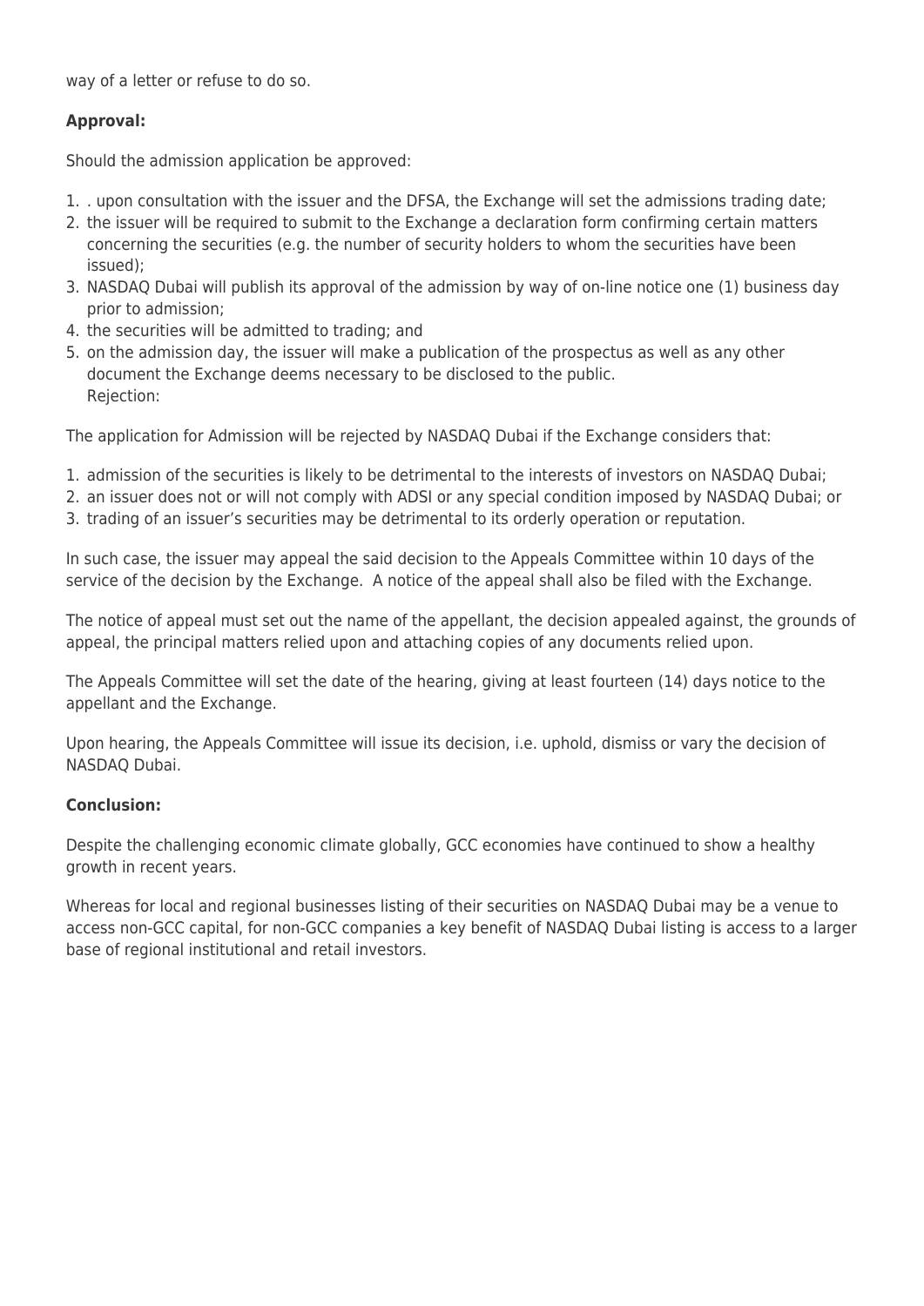way of a letter or refuse to do so.

**Approval:**

Should the admission application be approved:

1. . upon consultation with the issuer and the DFSA, the Exchange will set the admissions trading date;
2. the issuer will be required to submit to the Exchange a declaration form confirming certain matters concerning the securities (e.g. the number of security holders to whom the securities have been issued);
3. NASDAQ Dubai will publish its approval of the admission by way of on-line notice one (1) business day prior to admission;
4. the securities will be admitted to trading; and
5. on the admission day, the issuer will make a publication of the prospectus as well as any other document the Exchange deems necessary to be disclosed to the public.
   Rejection:

The application for Admission will be rejected by NASDAQ Dubai if the Exchange considers that:

1. admission of the securities is likely to be detrimental to the interests of investors on NASDAQ Dubai;
2. an issuer does not or will not comply with ADSI or any special condition imposed by NASDAQ Dubai; or
3. trading of an issuer's securities may be detrimental to its orderly operation or reputation.

In such case, the issuer may appeal the said decision to the Appeals Committee within 10 days of the service of the decision by the Exchange.  A notice of the appeal shall also be filed with the Exchange.

The notice of appeal must set out the name of the appellant, the decision appealed against, the grounds of appeal, the principal matters relied upon and attaching copies of any documents relied upon.

The Appeals Committee will set the date of the hearing, giving at least fourteen (14) days notice to the appellant and the Exchange.

Upon hearing, the Appeals Committee will issue its decision, i.e. uphold, dismiss or vary the decision of NASDAQ Dubai.

**Conclusion:**

Despite the challenging economic climate globally, GCC economies have continued to show a healthy growth in recent years.

Whereas for local and regional businesses listing of their securities on NASDAQ Dubai may be a venue to access non-GCC capital, for non-GCC companies a key benefit of NASDAQ Dubai listing is access to a larger base of regional institutional and retail investors.